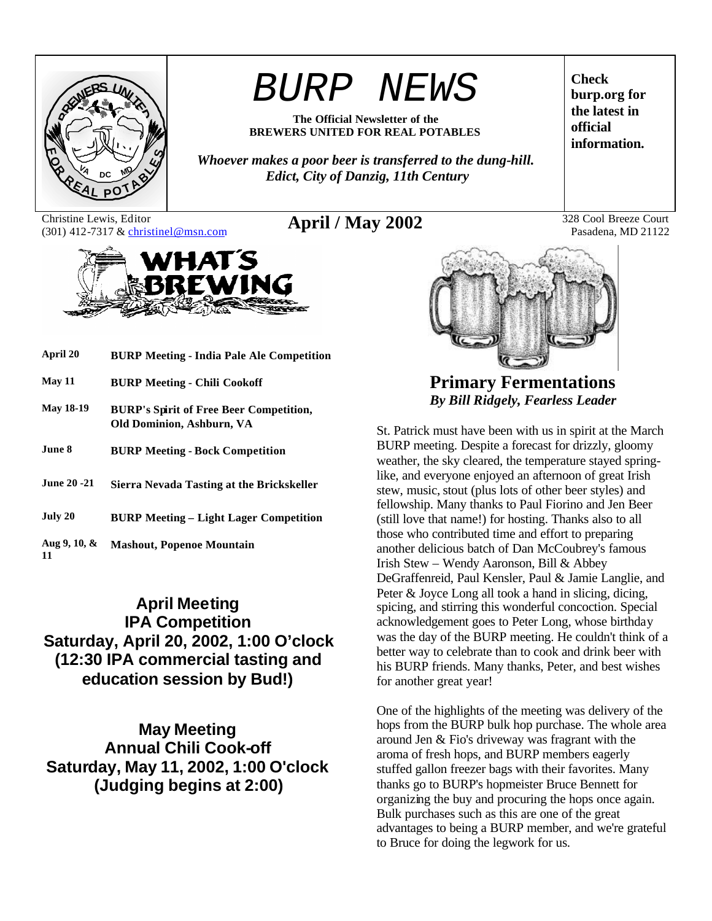# BURP NEWS

**The Official Newsletter of the BREWERS UNITED FOR REAL POTABLES**

*Whoever makes a poor beer is transferred to the dung-hill.*
*Edict, City of Danzig, 11th Century*

**Check burp.org for the latest in official information.**

Christine Lewis, Editor
(301) 412-7317 & christinel@msn.com

## April / May 2002

328 Cool Breeze Court
Pasadena, MD 21122

## WHAT'S BREWING

| | |
|---|---|
| **April 20** | **BURP Meeting - India Pale Ale Competition** |
| **May 11** | **BURP Meeting - Chili Cookoff** |
| **May 18-19** | **BURP's Spirit of Free Beer Competition, Old Dominion, Ashburn, VA** |
| **June 8** | **BURP Meeting - Bock Competition** |
| **June 20 -21** | **Sierra Nevada Tasting at the Brickskeller** |
| **July 20** | **BURP Meeting – Light Lager Competition** |
| **Aug 9, 10, & 11** | **Mashout, Popenoe Mountain** |

### April Meeting
### IPA Competition
### Saturday, April 20, 2002, 1:00 O'clock
### (12:30 IPA commercial tasting and education session by Bud!)

### May Meeting
### Annual Chili Cook-off
### Saturday, May 11, 2002, 1:00 O'clock
### (Judging begins at 2:00)

## Primary Fermentations
*By Bill Ridgely, Fearless Leader*

St. Patrick must have been with us in spirit at the March BURP meeting. Despite a forecast for drizzly, gloomy weather, the sky cleared, the temperature stayed spring-like, and everyone enjoyed an afternoon of great Irish stew, music, stout (plus lots of other beer styles) and fellowship. Many thanks to Paul Fiorino and Jen Beer (still love that name!) for hosting. Thanks also to all those who contributed time and effort to preparing another delicious batch of Dan McCoubrey's famous Irish Stew – Wendy Aaronson, Bill & Abbey DeGraffenreid, Paul Kensler, Paul & Jamie Langlie, and Peter & Joyce Long all took a hand in slicing, dicing, spicing, and stirring this wonderful concoction. Special acknowledgement goes to Peter Long, whose birthday was the day of the BURP meeting. He couldn't think of a better way to celebrate than to cook and drink beer with his BURP friends. Many thanks, Peter, and best wishes for another great year!

One of the highlights of the meeting was delivery of the hops from the BURP bulk hop purchase. The whole area around Jen & Fio's driveway was fragrant with the aroma of fresh hops, and BURP members eagerly stuffed gallon freezer bags with their favorites. Many thanks go to BURP's hopmeister Bruce Bennett for organizing the buy and procuring the hops once again. Bulk purchases such as this are one of the great advantages to being a BURP member, and we're grateful to Bruce for doing the legwork for us.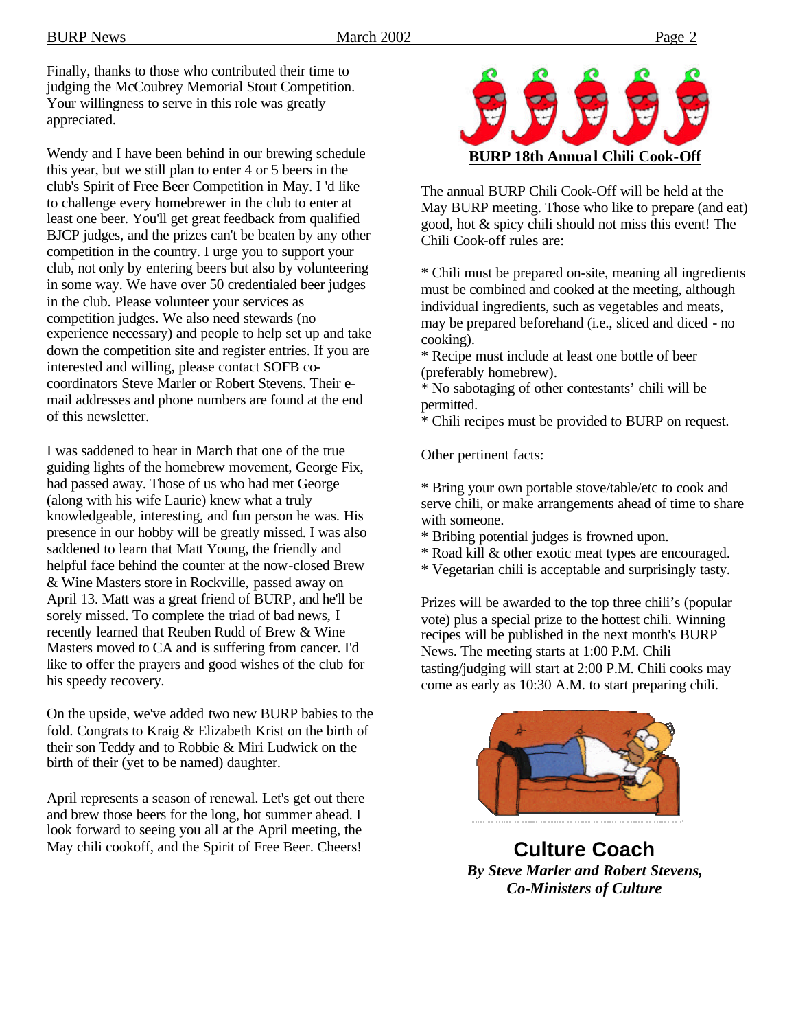Finally, thanks to those who contributed their time to judging the McCoubrey Memorial Stout Competition. Your willingness to serve in this role was greatly appreciated.

Wendy and I have been behind in our brewing schedule this year, but we still plan to enter 4 or 5 beers in the club's Spirit of Free Beer Competition in May. I 'd like to challenge every homebrewer in the club to enter at least one beer. You'll get great feedback from qualified BJCP judges, and the prizes can't be beaten by any other competition in the country. I urge you to support your club, not only by entering beers but also by volunteering in some way. We have over 50 credentialed beer judges in the club. Please volunteer your services as competition judges. We also need stewards (no experience necessary) and people to help set up and take down the competition site and register entries. If you are interested and willing, please contact SOFB co-coordinators Steve Marler or Robert Stevens. Their e-mail addresses and phone numbers are found at the end of this newsletter.

I was saddened to hear in March that one of the true guiding lights of the homebrew movement, George Fix, had passed away. Those of us who had met George (along with his wife Laurie) knew what a truly knowledgeable, interesting, and fun person he was. His presence in our hobby will be greatly missed. I was also saddened to learn that Matt Young, the friendly and helpful face behind the counter at the now-closed Brew & Wine Masters store in Rockville, passed away on April 13. Matt was a great friend of BURP, and he'll be sorely missed. To complete the triad of bad news, I recently learned that Reuben Rudd of Brew & Wine Masters moved to CA and is suffering from cancer. I'd like to offer the prayers and good wishes of the club for his speedy recovery.

On the upside, we've added two new BURP babies to the fold. Congrats to Kraig & Elizabeth Krist on the birth of their son Teddy and to Robbie & Miri Ludwick on the birth of their (yet to be named) daughter.

April represents a season of renewal. Let's get out there and brew those beers for the long, hot summer ahead. I look forward to seeing you all at the April meeting, the May chili cookoff, and the Spirit of Free Beer. Cheers!

## BURP 18th Annual Chili Cook-Off

The annual BURP Chili Cook-Off will be held at the May BURP meeting. Those who like to prepare (and eat) good, hot & spicy chili should not miss this event! The Chili Cook-off rules are:

* Chili must be prepared on-site, meaning all ingredients must be combined and cooked at the meeting, although individual ingredients, such as vegetables and meats, may be prepared beforehand (i.e., sliced and diced - no cooking).
* Recipe must include at least one bottle of beer (preferably homebrew).
* No sabotaging of other contestants' chili will be permitted.
* Chili recipes must be provided to BURP on request.

Other pertinent facts:

* Bring your own portable stove/table/etc to cook and serve chili, or make arrangements ahead of time to share with someone.
* Bribing potential judges is frowned upon.
* Road kill & other exotic meat types are encouraged.
* Vegetarian chili is acceptable and surprisingly tasty.

Prizes will be awarded to the top three chili's (popular vote) plus a special prize to the hottest chili. Winning recipes will be published in the next month's BURP News. The meeting starts at 1:00 P.M. Chili tasting/judging will start at 2:00 P.M. Chili cooks may come as early as 10:30 A.M. to start preparing chili.

## Culture Coach

***By Steve Marler and Robert Stevens, Co-Ministers of Culture***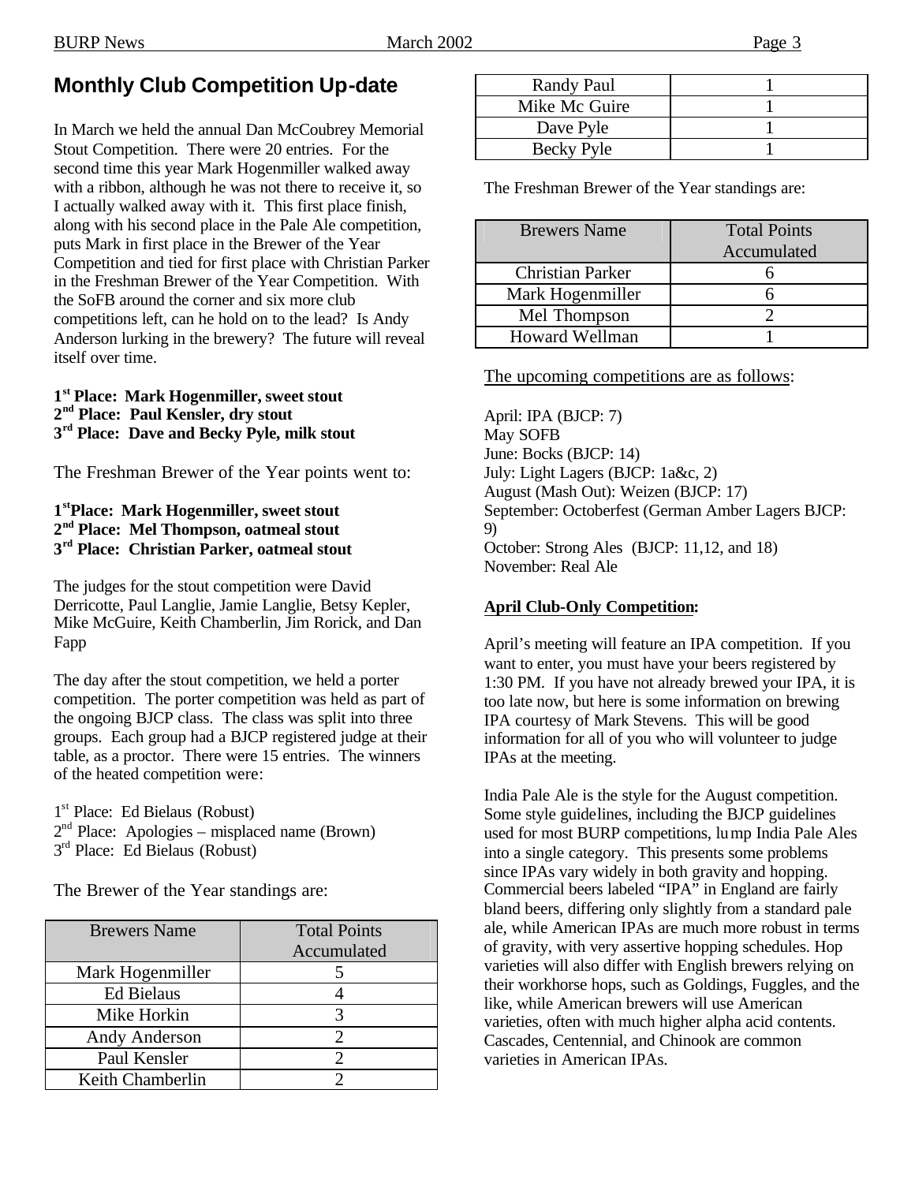## Monthly Club Competition Up-date

In March we held the annual Dan McCoubrey Memorial Stout Competition. There were 20 entries. For the second time this year Mark Hogenmiller walked away with a ribbon, although he was not there to receive it, so I actually walked away with it. This first place finish, along with his second place in the Pale Ale competition, puts Mark in first place in the Brewer of the Year Competition and tied for first place with Christian Parker in the Freshman Brewer of the Year Competition. With the SoFB around the corner and six more club competitions left, can he hold on to the lead? Is Andy Anderson lurking in the brewery? The future will reveal itself over time.

**1st Place: Mark Hogenmiller, sweet stout**
**2nd Place: Paul Kensler, dry stout**
**3rd Place: Dave and Becky Pyle, milk stout**

The Freshman Brewer of the Year points went to:

**1stPlace: Mark Hogenmiller, sweet stout**
**2nd Place: Mel Thompson, oatmeal stout**
**3rd Place: Christian Parker, oatmeal stout**

The judges for the stout competition were David Derricotte, Paul Langlie, Jamie Langlie, Betsy Kepler, Mike McGuire, Keith Chamberlin, Jim Rorick, and Dan Fapp

The day after the stout competition, we held a porter competition. The porter competition was held as part of the ongoing BJCP class. The class was split into three groups. Each group had a BJCP registered judge at their table, as a proctor. There were 15 entries. The winners of the heated competition were:

1st Place: Ed Bielaus (Robust)
2nd Place: Apologies – misplaced name (Brown)
3rd Place: Ed Bielaus (Robust)

The Brewer of the Year standings are:

| Brewers Name | Total Points Accumulated |
|---|---|
| Mark Hogenmiller | 5 |
| Ed Bielaus | 4 |
| Mike Horkin | 3 |
| Andy Anderson | 2 |
| Paul Kensler | 2 |
| Keith Chamberlin | 2 |
| Randy Paul | 1 |
| Mike Mc Guire | 1 |
| Dave Pyle | 1 |
| Becky Pyle | 1 |

The Freshman Brewer of the Year standings are:

| Brewers Name | Total Points Accumulated |
|---|---|
| Christian Parker | 6 |
| Mark Hogenmiller | 6 |
| Mel Thompson | 2 |
| Howard Wellman | 1 |

The upcoming competitions are as follows:

April: IPA (BJCP: 7)
May SOFB
June: Bocks (BJCP: 14)
July: Light Lagers (BJCP: 1a&c, 2)
August (Mash Out): Weizen (BJCP: 17)
September: Octoberfest (German Amber Lagers BJCP: 9)
October: Strong Ales (BJCP: 11,12, and 18)
November: Real Ale

**April Club-Only Competition:**

April's meeting will feature an IPA competition. If you want to enter, you must have your beers registered by 1:30 PM. If you have not already brewed your IPA, it is too late now, but here is some information on brewing IPA courtesy of Mark Stevens. This will be good information for all of you who will volunteer to judge IPAs at the meeting.

India Pale Ale is the style for the August competition. Some style guidelines, including the BJCP guidelines used for most BURP competitions, lump India Pale Ales into a single category. This presents some problems since IPAs vary widely in both gravity and hopping. Commercial beers labeled "IPA" in England are fairly bland beers, differing only slightly from a standard pale ale, while American IPAs are much more robust in terms of gravity, with very assertive hopping schedules. Hop varieties will also differ with English brewers relying on their workhorse hops, such as Goldings, Fuggles, and the like, while American brewers will use American varieties, often with much higher alpha acid contents. Cascades, Centennial, and Chinook are common varieties in American IPAs.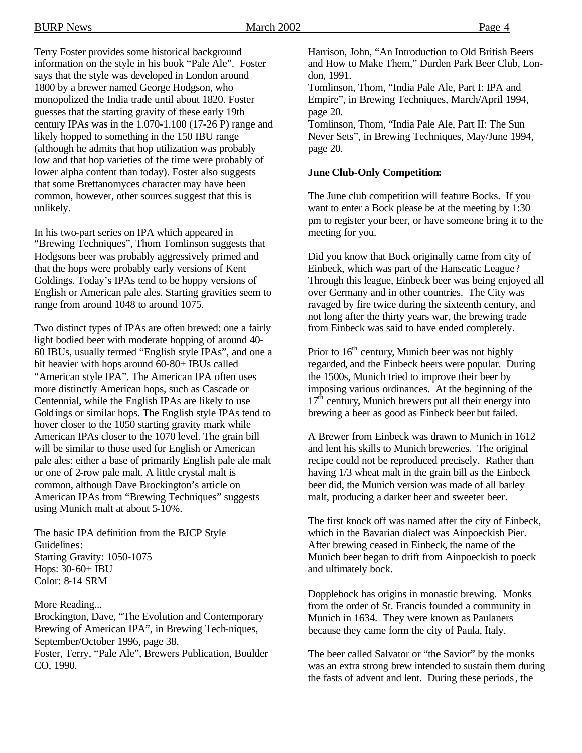Terry Foster provides some historical background information on the style in his book "Pale Ale". Foster says that the style was developed in London around 1800 by a brewer named George Hodgson, who monopolized the India trade until about 1820. Foster guesses that the starting gravity of these early 19th century IPAs was in the 1.070-1.100 (17-26 P) range and likely hopped to something in the 150 IBU range (although he admits that hop utilization was probably low and that hop varieties of the time were probably of lower alpha content than today). Foster also suggests that some Brettanomyces character may have been common, however, other sources suggest that this is unlikely.

In his two-part series on IPA which appeared in "Brewing Techniques", Thom Tomlinson suggests that Hodgsons beer was probably aggressively primed and that the hops were probably early versions of Kent Goldings. Today's IPAs tend to be hoppy versions of English or American pale ales. Starting gravities seem to range from around 1048 to around 1075.

Two distinct types of IPAs are often brewed: one a fairly light bodied beer with moderate hopping of around 40-60 IBUs, usually termed "English style IPAs", and one a bit heavier with hops around 60-80+ IBUs called "American style IPA". The American IPA often uses more distinctly American hops, such as Cascade or Centennial, while the English IPAs are likely to use Goldings or similar hops. The English style IPAs tend to hover closer to the 1050 starting gravity mark while American IPAs closer to the 1070 level. The grain bill will be similar to those used for English or American pale ales: either a base of primarily English pale ale malt or one of 2-row pale malt. A little crystal malt is common, although Dave Brockington's article on American IPAs from "Brewing Techniques" suggests using Munich malt at about 5-10%.

The basic IPA definition from the BJCP Style Guidelines:
Starting Gravity: 1050-1075
Hops: 30-60+ IBU
Color: 8-14 SRM

More Reading...
Brockington, Dave, "The Evolution and Contemporary Brewing of American IPA", in Brewing Tech-niques, September/October 1996, page 38.
Foster, Terry, "Pale Ale", Brewers Publication, Boulder CO, 1990.
Harrison, John, "An Introduction to Old British Beers and How to Make Them," Durden Park Beer Club, London, 1991.
Tomlinson, Thom, "India Pale Ale, Part I: IPA and Empire", in Brewing Techniques, March/April 1994, page 20.
Tomlinson, Thom, "India Pale Ale, Part II: The Sun Never Sets", in Brewing Techniques, May/June 1994, page 20.

**June Club-Only Competition:**

The June club competition will feature Bocks. If you want to enter a Bock please be at the meeting by 1:30 pm to register your beer, or have someone bring it to the meeting for you.

Did you know that Bock originally came from city of Einbeck, which was part of the Hanseatic League? Through this league, Einbeck beer was being enjoyed all over Germany and in other countries. The City was ravaged by fire twice during the sixteenth century, and not long after the thirty years war, the brewing trade from Einbeck was said to have ended completely.

Prior to 16th century, Munich beer was not highly regarded, and the Einbeck beers were popular. During the 1500s, Munich tried to improve their beer by imposing various ordinances. At the beginning of the 17th century, Munich brewers put all their energy into brewing a beer as good as Einbeck beer but failed.

A Brewer from Einbeck was drawn to Munich in 1612 and lent his skills to Munich breweries. The original recipe could not be reproduced precisely. Rather than having 1/3 wheat malt in the grain bill as the Einbeck beer did, the Munich version was made of all barley malt, producing a darker beer and sweeter beer.

The first knock off was named after the city of Einbeck, which in the Bavarian dialect was Ainpoeckish Pier. After brewing ceased in Einbeck, the name of the Munich beer began to drift from Ainpoeckish to poeck and ultimately bock.

Dopplebock has origins in monastic brewing. Monks from the order of St. Francis founded a community in Munich in 1634. They were known as Paulaners because they came form the city of Paula, Italy.

The beer called Salvator or "the Savior" by the monks was an extra strong brew intended to sustain them during the fasts of advent and lent. During these periods, the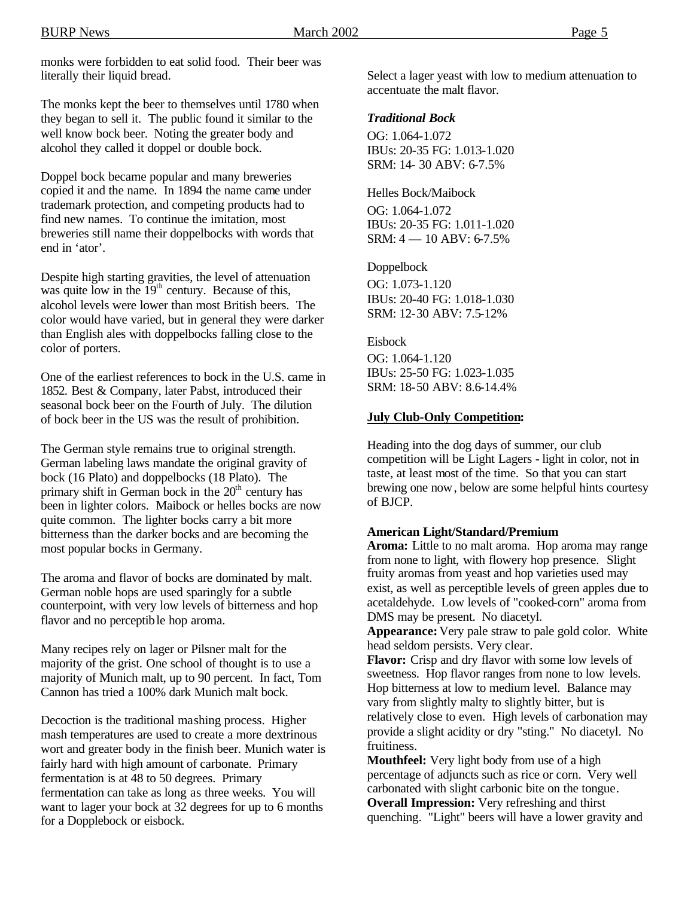monks were forbidden to eat solid food. Their beer was literally their liquid bread.

The monks kept the beer to themselves until 1780 when they began to sell it. The public found it similar to the well know bock beer. Noting the greater body and alcohol they called it doppel or double bock.

Doppel bock became popular and many breweries copied it and the name. In 1894 the name came under trademark protection, and competing products had to find new names. To continue the imitation, most breweries still name their doppelbocks with words that end in 'ator'.

Despite high starting gravities, the level of attenuation was quite low in the 19th century. Because of this, alcohol levels were lower than most British beers. The color would have varied, but in general they were darker than English ales with doppelbocks falling close to the color of porters.

One of the earliest references to bock in the U.S. came in 1852. Best & Company, later Pabst, introduced their seasonal bock beer on the Fourth of July. The dilution of bock beer in the US was the result of prohibition.

The German style remains true to original strength. German labeling laws mandate the original gravity of bock (16 Plato) and doppelbocks (18 Plato). The primary shift in German bock in the 20th century has been in lighter colors. Maibock or helles bocks are now quite common. The lighter bocks carry a bit more bitterness than the darker bocks and are becoming the most popular bocks in Germany.

The aroma and flavor of bocks are dominated by malt. German noble hops are used sparingly for a subtle counterpoint, with very low levels of bitterness and hop flavor and no perceptible hop aroma.

Many recipes rely on lager or Pilsner malt for the majority of the grist. One school of thought is to use a majority of Munich malt, up to 90 percent. In fact, Tom Cannon has tried a 100% dark Munich malt bock.

Decoction is the traditional mashing process. Higher mash temperatures are used to create a more dextrinous wort and greater body in the finish beer. Munich water is fairly hard with high amount of carbonate. Primary fermentation is at 48 to 50 degrees. Primary fermentation can take as long as three weeks. You will want to lager your bock at 32 degrees for up to 6 months for a Dopplebock or eisbock.

Select a lager yeast with low to medium attenuation to accentuate the malt flavor.

***Traditional Bock***

OG: 1.064-1.072
IBUs: 20-35 FG: 1.013-1.020
SRM: 14- 30 ABV: 6-7.5%

Helles Bock/Maibock

OG: 1.064-1.072
IBUs: 20-35 FG: 1.011-1.020
SRM: 4 — 10 ABV: 6-7.5%

Doppelbock

OG: 1.073-1.120
IBUs: 20-40 FG: 1.018-1.030
SRM: 12-30 ABV: 7.5-12%

Eisbock

OG: 1.064-1.120
IBUs: 25-50 FG: 1.023-1.035
SRM: 18-50 ABV: 8.6-14.4%

**July Club-Only Competition:**

Heading into the dog days of summer, our club competition will be Light Lagers - light in color, not in taste, at least most of the time. So that you can start brewing one now, below are some helpful hints courtesy of BJCP.

**American Light/Standard/Premium**

**Aroma:** Little to no malt aroma. Hop aroma may range from none to light, with flowery hop presence. Slight fruity aromas from yeast and hop varieties used may exist, as well as perceptible levels of green apples due to acetaldehyde. Low levels of "cooked-corn" aroma from DMS may be present. No diacetyl.

**Appearance:** Very pale straw to pale gold color. White head seldom persists. Very clear.

**Flavor:** Crisp and dry flavor with some low levels of sweetness. Hop flavor ranges from none to low levels. Hop bitterness at low to medium level. Balance may vary from slightly malty to slightly bitter, but is relatively close to even. High levels of carbonation may provide a slight acidity or dry "sting." No diacetyl. No fruitiness.

**Mouthfeel:** Very light body from use of a high percentage of adjuncts such as rice or corn. Very well carbonated with slight carbonic bite on the tongue.

**Overall Impression:** Very refreshing and thirst quenching. "Light" beers will have a lower gravity and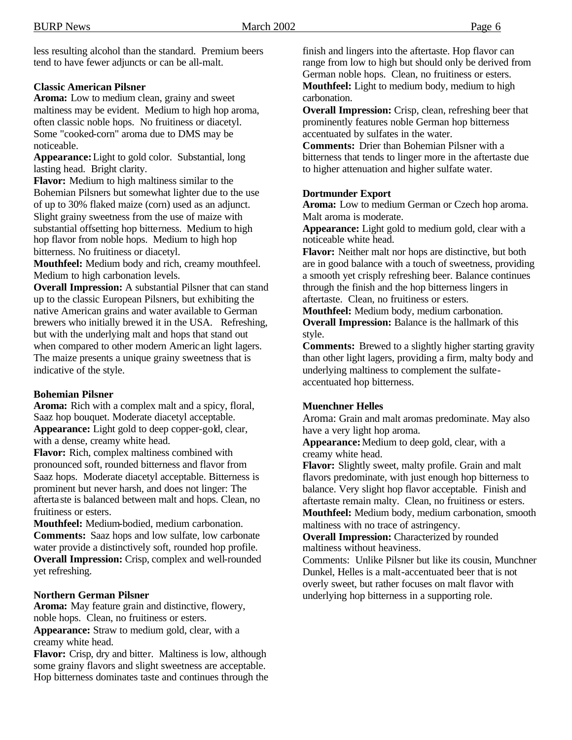less resulting alcohol than the standard. Premium beers tend to have fewer adjuncts or can be all-malt.

**Classic American Pilsner**

**Aroma:** Low to medium clean, grainy and sweet maltiness may be evident. Medium to high hop aroma, often classic noble hops. No fruitiness or diacetyl. Some "cooked-corn" aroma due to DMS may be noticeable.

**Appearance:** Light to gold color. Substantial, long lasting head. Bright clarity.

**Flavor:** Medium to high maltiness similar to the Bohemian Pilsners but somewhat lighter due to the use of up to 30% flaked maize (corn) used as an adjunct. Slight grainy sweetness from the use of maize with substantial offsetting hop bitterness. Medium to high hop flavor from noble hops. Medium to high hop bitterness. No fruitiness or diacetyl.

**Mouthfeel:** Medium body and rich, creamy mouthfeel. Medium to high carbonation levels.

**Overall Impression:** A substantial Pilsner that can stand up to the classic European Pilsners, but exhibiting the native American grains and water available to German brewers who initially brewed it in the USA. Refreshing, but with the underlying malt and hops that stand out when compared to other modern American light lagers. The maize presents a unique grainy sweetness that is indicative of the style.

**Bohemian Pilsner**

**Aroma:** Rich with a complex malt and a spicy, floral, Saaz hop bouquet. Moderate diacetyl acceptable.

**Appearance:** Light gold to deep copper-gold, clear, with a dense, creamy white head.

**Flavor:** Rich, complex maltiness combined with pronounced soft, rounded bitterness and flavor from Saaz hops. Moderate diacetyl acceptable. Bitterness is prominent but never harsh, and does not linger: The aftertaste is balanced between malt and hops. Clean, no fruitiness or esters.

**Mouthfeel:** Medium-bodied, medium carbonation.

**Comments:** Saaz hops and low sulfate, low carbonate water provide a distinctively soft, rounded hop profile.

**Overall Impression:** Crisp, complex and well-rounded yet refreshing.

**Northern German Pilsner**

**Aroma:** May feature grain and distinctive, flowery, noble hops. Clean, no fruitiness or esters.

**Appearance:** Straw to medium gold, clear, with a creamy white head.

**Flavor:** Crisp, dry and bitter. Maltiness is low, although some grainy flavors and slight sweetness are acceptable. Hop bitterness dominates taste and continues through the finish and lingers into the aftertaste. Hop flavor can range from low to high but should only be derived from German noble hops. Clean, no fruitiness or esters.

**Mouthfeel:** Light to medium body, medium to high carbonation.

**Overall Impression:** Crisp, clean, refreshing beer that prominently features noble German hop bitterness accentuated by sulfates in the water.

**Comments:** Drier than Bohemian Pilsner with a bitterness that tends to linger more in the aftertaste due to higher attenuation and higher sulfate water.

**Dortmunder Export**

**Aroma:** Low to medium German or Czech hop aroma. Malt aroma is moderate.

**Appearance:** Light gold to medium gold, clear with a noticeable white head.

**Flavor:** Neither malt nor hops are distinctive, but both are in good balance with a touch of sweetness, providing a smooth yet crisply refreshing beer. Balance continues through the finish and the hop bitterness lingers in aftertaste. Clean, no fruitiness or esters.

**Mouthfeel:** Medium body, medium carbonation.

**Overall Impression:** Balance is the hallmark of this style.

**Comments:** Brewed to a slightly higher starting gravity than other light lagers, providing a firm, malty body and underlying maltiness to complement the sulfate-accentuated hop bitterness.

**Muenchner Helles**

Aroma: Grain and malt aromas predominate. May also have a very light hop aroma.

**Appearance:** Medium to deep gold, clear, with a creamy white head.

**Flavor:** Slightly sweet, malty profile. Grain and malt flavors predominate, with just enough hop bitterness to balance. Very slight hop flavor acceptable. Finish and aftertaste remain malty. Clean, no fruitiness or esters.

**Mouthfeel:** Medium body, medium carbonation, smooth maltiness with no trace of astringency.

**Overall Impression:** Characterized by rounded maltiness without heaviness.

Comments: Unlike Pilsner but like its cousin, Munchner Dunkel, Helles is a malt-accentuated beer that is not overly sweet, but rather focuses on malt flavor with underlying hop bitterness in a supporting role.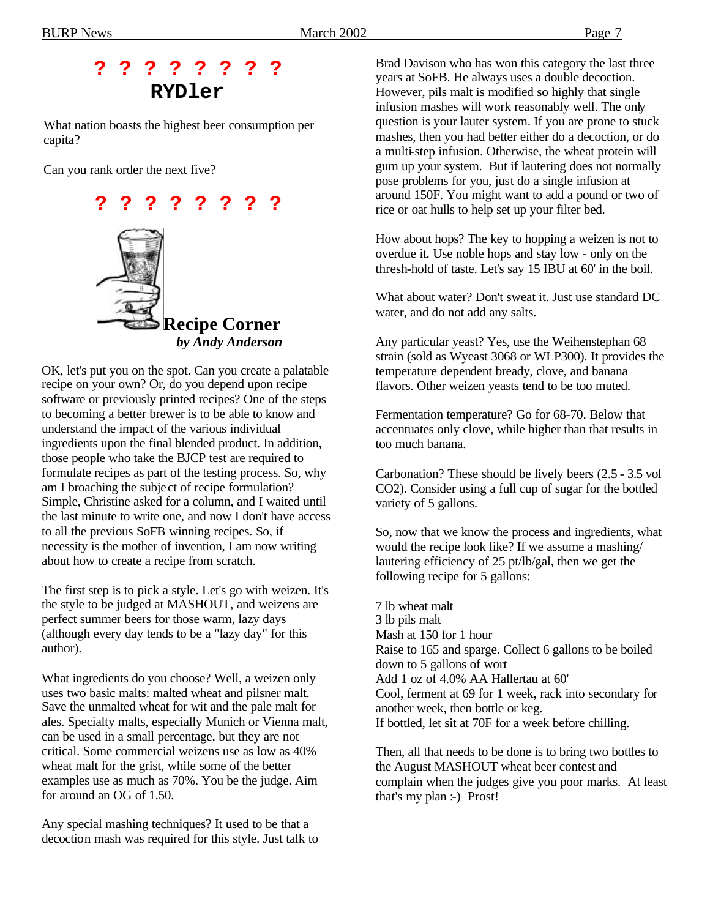**? ? ? ? ? ? ? ?**

## RYDler

What nation boasts the highest beer consumption per capita?

Can you rank order the next five?

**? ? ? ? ? ? ? ?**

## Recipe Corner

***by Andy Anderson***

OK, let's put you on the spot. Can you create a palatable recipe on your own? Or, do you depend upon recipe software or previously printed recipes? One of the steps to becoming a better brewer is to be able to know and understand the impact of the various individual ingredients upon the final blended product. In addition, those people who take the BJCP test are required to formulate recipes as part of the testing process. So, why am I broaching the subject of recipe formulation? Simple, Christine asked for a column, and I waited until the last minute to write one, and now I don't have access to all the previous SoFB winning recipes. So, if necessity is the mother of invention, I am now writing about how to create a recipe from scratch.

The first step is to pick a style. Let's go with weizen. It's the style to be judged at MASHOUT, and weizens are perfect summer beers for those warm, lazy days (although every day tends to be a "lazy day" for this author).

What ingredients do you choose? Well, a weizen only uses two basic malts: malted wheat and pilsner malt. Save the unmalted wheat for wit and the pale malt for ales. Specialty malts, especially Munich or Vienna malt, can be used in a small percentage, but they are not critical. Some commercial weizens use as low as 40% wheat malt for the grist, while some of the better examples use as much as 70%. You be the judge. Aim for around an OG of 1.50.

Any special mashing techniques? It used to be that a decoction mash was required for this style. Just talk to Brad Davison who has won this category the last three years at SoFB. He always uses a double decoction. However, pils malt is modified so highly that single infusion mashes will work reasonably well. The only question is your lauter system. If you are prone to stuck mashes, then you had better either do a decoction, or do a multi-step infusion. Otherwise, the wheat protein will gum up your system. But if lautering does not normally pose problems for you, just do a single infusion at around 150F. You might want to add a pound or two of rice or oat hulls to help set up your filter bed.

How about hops? The key to hopping a weizen is not to overdue it. Use noble hops and stay low - only on the thresh-hold of taste. Let's say 15 IBU at 60' in the boil.

What about water? Don't sweat it. Just use standard DC water, and do not add any salts.

Any particular yeast? Yes, use the Weihenstephan 68 strain (sold as Wyeast 3068 or WLP300). It provides the temperature dependent bready, clove, and banana flavors. Other weizen yeasts tend to be too muted.

Fermentation temperature? Go for 68-70. Below that accentuates only clove, while higher than that results in too much banana.

Carbonation? These should be lively beers (2.5 - 3.5 vol $CO_2$). Consider using a full cup of sugar for the bottled variety of 5 gallons.

So, now that we know the process and ingredients, what would the recipe look like? If we assume a mashing/lautering efficiency of 25 pt/lb/gal, then we get the following recipe for 5 gallons:

7 lb wheat malt
3 lb pils malt
Mash at 150 for 1 hour
Raise to 165 and sparge. Collect 6 gallons to be boiled down to 5 gallons of wort
Add 1 oz of 4.0% AA Hallertau at 60'
Cool, ferment at 69 for 1 week, rack into secondary for another week, then bottle or keg.
If bottled, let sit at 70F for a week before chilling.

Then, all that needs to be done is to bring two bottles to the August MASHOUT wheat beer contest and complain when the judges give you poor marks. At least that's my plan :-) Prost!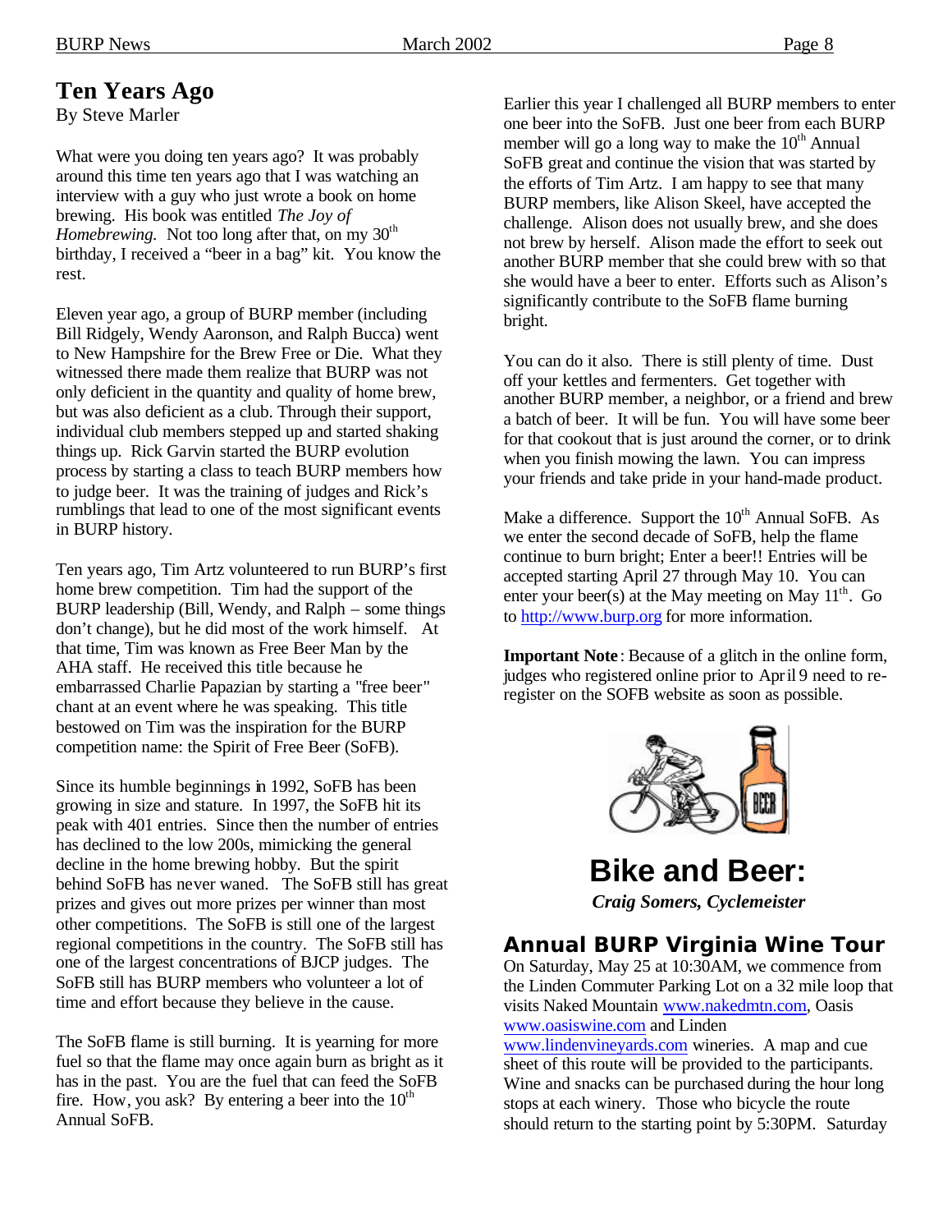## Ten Years Ago

By Steve Marler

What were you doing ten years ago? It was probably around this time ten years ago that I was watching an interview with a guy who just wrote a book on home brewing. His book was entitled *The Joy of Homebrewing.* Not too long after that, on my 30th birthday, I received a "beer in a bag" kit. You know the rest.

Eleven year ago, a group of BURP member (including Bill Ridgely, Wendy Aaronson, and Ralph Bucca) went to New Hampshire for the Brew Free or Die. What they witnessed there made them realize that BURP was not only deficient in the quantity and quality of home brew, but was also deficient as a club. Through their support, individual club members stepped up and started shaking things up. Rick Garvin started the BURP evolution process by starting a class to teach BURP members how to judge beer. It was the training of judges and Rick's rumblings that lead to one of the most significant events in BURP history.

Ten years ago, Tim Artz volunteered to run BURP's first home brew competition. Tim had the support of the BURP leadership (Bill, Wendy, and Ralph – some things don't change), but he did most of the work himself. At that time, Tim was known as Free Beer Man by the AHA staff. He received this title because he embarrassed Charlie Papazian by starting a "free beer" chant at an event where he was speaking. This title bestowed on Tim was the inspiration for the BURP competition name: the Spirit of Free Beer (SoFB).

Since its humble beginnings in 1992, SoFB has been growing in size and stature. In 1997, the SoFB hit its peak with 401 entries. Since then the number of entries has declined to the low 200s, mimicking the general decline in the home brewing hobby. But the spirit behind SoFB has never waned. The SoFB still has great prizes and gives out more prizes per winner than most other competitions. The SoFB is still one of the largest regional competitions in the country. The SoFB still has one of the largest concentrations of BJCP judges. The SoFB still has BURP members who volunteer a lot of time and effort because they believe in the cause.

The SoFB flame is still burning. It is yearning for more fuel so that the flame may once again burn as bright as it has in the past. You are the fuel that can feed the SoFB fire. How, you ask? By entering a beer into the 10th Annual SoFB.

Earlier this year I challenged all BURP members to enter one beer into the SoFB. Just one beer from each BURP member will go a long way to make the 10th Annual SoFB great and continue the vision that was started by the efforts of Tim Artz. I am happy to see that many BURP members, like Alison Skeel, have accepted the challenge. Alison does not usually brew, and she does not brew by herself. Alison made the effort to seek out another BURP member that she could brew with so that she would have a beer to enter. Efforts such as Alison's significantly contribute to the SoFB flame burning bright.

You can do it also. There is still plenty of time. Dust off your kettles and fermenters. Get together with another BURP member, a neighbor, or a friend and brew a batch of beer. It will be fun. You will have some beer for that cookout that is just around the corner, or to drink when you finish mowing the lawn. You can impress your friends and take pride in your hand-made product.

Make a difference. Support the 10th Annual SoFB. As we enter the second decade of SoFB, help the flame continue to burn bright; Enter a beer!! Entries will be accepted starting April 27 through May 10. You can enter your beer(s) at the May meeting on May 11th. Go to http://www.burp.org for more information.

**Important Note**: Because of a glitch in the online form, judges who registered online prior to April 9 need to re-register on the SOFB website as soon as possible.

# Bike and Beer:

***Craig Somers, Cyclemeister***

## Annual BURP Virginia Wine Tour

On Saturday, May 25 at 10:30AM, we commence from the Linden Commuter Parking Lot on a 32 mile loop that visits Naked Mountain www.nakedmtn.com, Oasis www.oasiswine.com and Linden www.lindenvineyards.com wineries. A map and cue sheet of this route will be provided to the participants. Wine and snacks can be purchased during the hour long stops at each winery. Those who bicycle the route should return to the starting point by 5:30PM. Saturday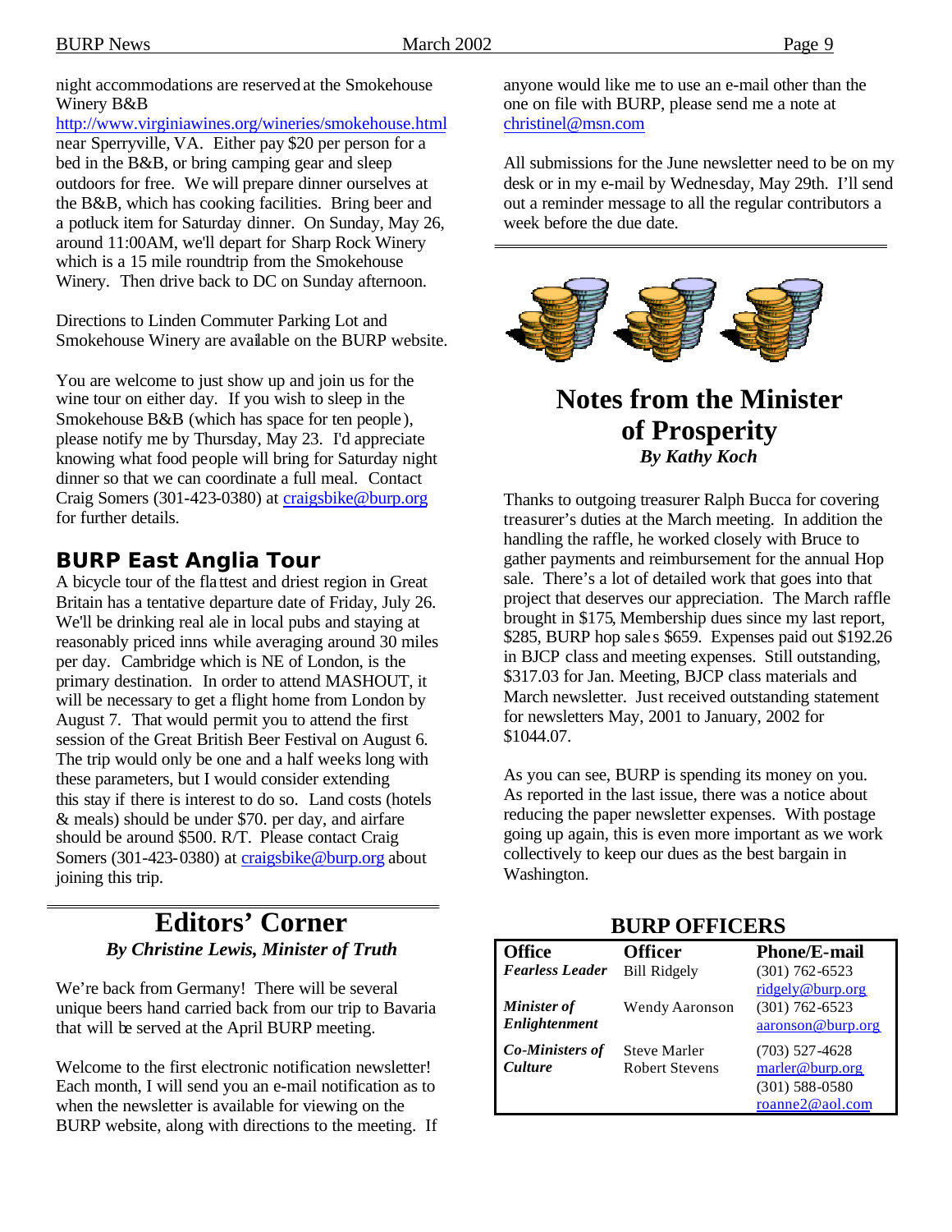night accommodations are reserved at the Smokehouse Winery B&B http://www.virginiawines.org/wineries/smokehouse.html near Sperryville, VA. Either pay $20 per person for a bed in the B&B, or bring camping gear and sleep outdoors for free. We will prepare dinner ourselves at the B&B, which has cooking facilities. Bring beer and a potluck item for Saturday dinner. On Sunday, May 26, around 11:00AM, we'll depart for Sharp Rock Winery which is a 15 mile roundtrip from the Smokehouse Winery. Then drive back to DC on Sunday afternoon.

Directions to Linden Commuter Parking Lot and Smokehouse Winery are available on the BURP website.

You are welcome to just show up and join us for the wine tour on either day. If you wish to sleep in the Smokehouse B&B (which has space for ten people), please notify me by Thursday, May 23. I'd appreciate knowing what food people will bring for Saturday night dinner so that we can coordinate a full meal. Contact Craig Somers (301-423-0380) at craigsbike@burp.org for further details.

## BURP East Anglia Tour

A bicycle tour of the flattest and driest region in Great Britain has a tentative departure date of Friday, July 26. We'll be drinking real ale in local pubs and staying at reasonably priced inns while averaging around 30 miles per day. Cambridge which is NE of London, is the primary destination. In order to attend MASHOUT, it will be necessary to get a flight home from London by August 7. That would permit you to attend the first session of the Great British Beer Festival on August 6. The trip would only be one and a half weeks long with these parameters, but I would consider extending this stay if there is interest to do so. Land costs (hotels & meals) should be under $70. per day, and airfare should be around $500. R/T. Please contact Craig Somers (301-423-0380) at craigsbike@burp.org about joining this trip.

# Editors' Corner

***By Christine Lewis, Minister of Truth***

We're back from Germany! There will be several unique beers hand carried back from our trip to Bavaria that will be served at the April BURP meeting.

Welcome to the first electronic notification newsletter! Each month, I will send you an e-mail notification as to when the newsletter is available for viewing on the BURP website, along with directions to the meeting. If anyone would like me to use an e-mail other than the one on file with BURP, please send me a note at christinel@msn.com

All submissions for the June newsletter need to be on my desk or in my e-mail by Wednesday, May 29th. I'll send out a reminder message to all the regular contributors a week before the due date.

# Notes from the Minister of Prosperity

***By Kathy Koch***

Thanks to outgoing treasurer Ralph Bucca for covering treasurer's duties at the March meeting. In addition the handling the raffle, he worked closely with Bruce to gather payments and reimbursement for the annual Hop sale. There's a lot of detailed work that goes into that project that deserves our appreciation. The March raffle brought in $175, Membership dues since my last report, $285, BURP hop sales $659. Expenses paid out $192.26 in BJCP class and meeting expenses. Still outstanding, $317.03 for Jan. Meeting, BJCP class materials and March newsletter. Just received outstanding statement for newsletters May, 2001 to January, 2002 for $1044.07.

As you can see, BURP is spending its money on you. As reported in the last issue, there was a notice about reducing the paper newsletter expenses. With postage going up again, this is even more important as we work collectively to keep our dues as the best bargain in Washington.

## BURP OFFICERS

| Office | Officer | Phone/E-mail |
|---|---|---|
| ***Fearless Leader*** | Bill Ridgely | (301) 762-6523 ridgely@burp.org |
| ***Minister of Enlightenment*** | Wendy Aaronson | (301) 762-6523 aaronson@burp.org |
| ***Co-Ministers of Culture*** | Steve Marler Robert Stevens | (703) 527-4628 marler@burp.org (301) 588-0580 roanne2@aol.com |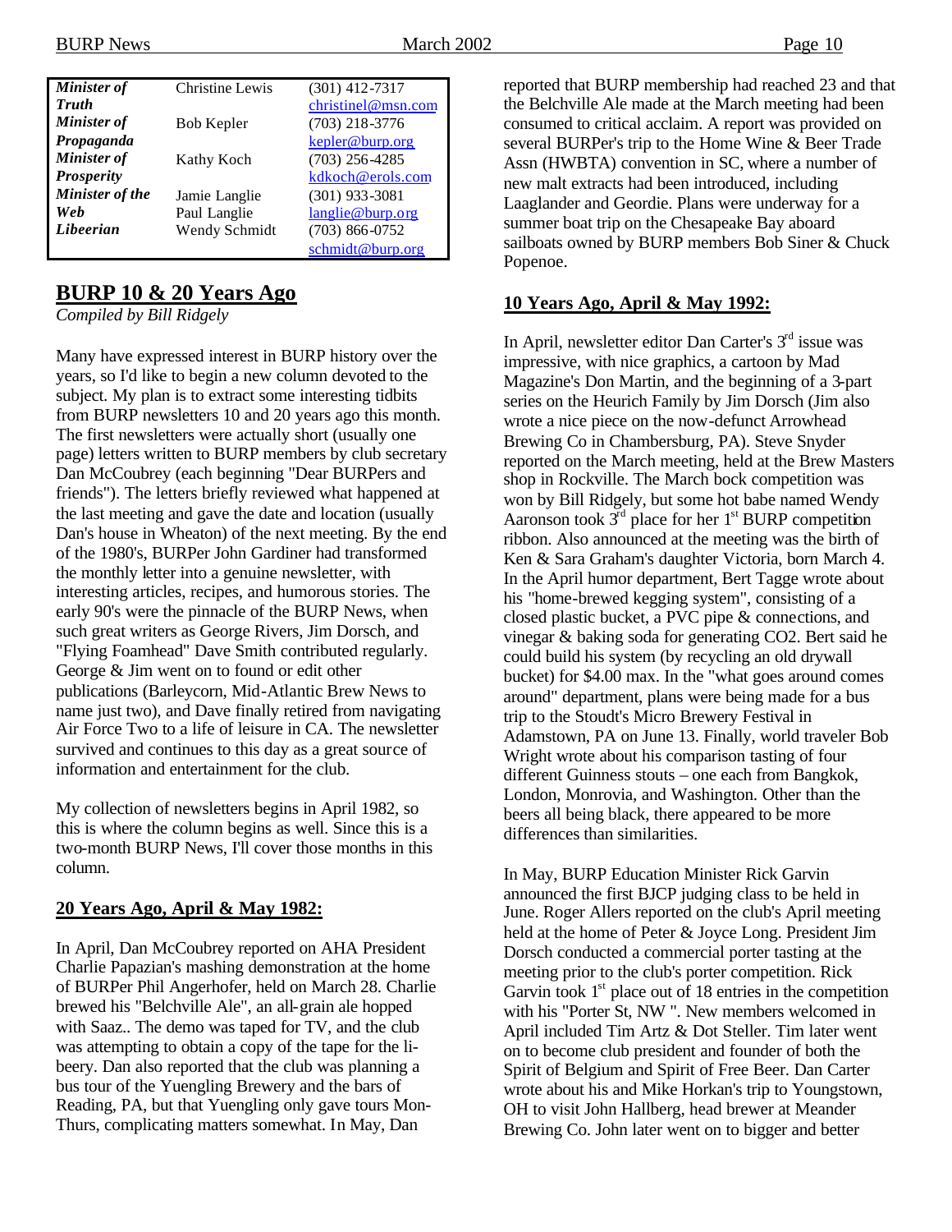| | | |
|---|---|---|
| ***Minister of Truth*** | Christine Lewis | (301) 412-7317 christinel@msn.com |
| ***Minister of Propaganda*** | Bob Kepler | (703) 218-3776 kepler@burp.org |
| ***Minister of Prosperity*** | Kathy Koch | (703) 256-4285 kdkoch@erols.com |
| ***Minister of the Web*** | Jamie Langlie<br>Paul Langlie | (301) 933-3081 langlie@burp.org |
| ***Libeerian*** | Wendy Schmidt | (703) 866-0752 schmidt@burp.org |

## BURP 10 & 20 Years Ago

*Compiled by Bill Ridgely*

Many have expressed interest in BURP history over the years, so I'd like to begin a new column devoted to the subject. My plan is to extract some interesting tidbits from BURP newsletters 10 and 20 years ago this month. The first newsletters were actually short (usually one page) letters written to BURP members by club secretary Dan McCoubrey (each beginning "Dear BURPers and friends"). The letters briefly reviewed what happened at the last meeting and gave the date and location (usually Dan's house in Wheaton) of the next meeting. By the end of the 1980's, BURPer John Gardiner had transformed the monthly letter into a genuine newsletter, with interesting articles, recipes, and humorous stories. The early 90's were the pinnacle of the BURP News, when such great writers as George Rivers, Jim Dorsch, and "Flying Foamhead" Dave Smith contributed regularly. George & Jim went on to found or edit other publications (Barleycorn, Mid-Atlantic Brew News to name just two), and Dave finally retired from navigating Air Force Two to a life of leisure in CA. The newsletter survived and continues to this day as a great source of information and entertainment for the club.

My collection of newsletters begins in April 1982, so this is where the column begins as well. Since this is a two-month BURP News, I'll cover those months in this column.

### 20 Years Ago, April & May 1982:

In April, Dan McCoubrey reported on AHA President Charlie Papazian's mashing demonstration at the home of BURPer Phil Angerhofer, held on March 28. Charlie brewed his "Belchville Ale", an all-grain ale hopped with Saaz.. The demo was taped for TV, and the club was attempting to obtain a copy of the tape for the libeery. Dan also reported that the club was planning a bus tour of the Yuengling Brewery and the bars of Reading, PA, but that Yuengling only gave tours Mon-Thurs, complicating matters somewhat. In May, Dan reported that BURP membership had reached 23 and that the Belchville Ale made at the March meeting had been consumed to critical acclaim. A report was provided on several BURPer's trip to the Home Wine & Beer Trade Assn (HWBTA) convention in SC, where a number of new malt extracts had been introduced, including Laaglander and Geordie. Plans were underway for a summer boat trip on the Chesapeake Bay aboard sailboats owned by BURP members Bob Siner & Chuck Popenoe.

### 10 Years Ago, April & May 1992:

In April, newsletter editor Dan Carter's 3rd issue was impressive, with nice graphics, a cartoon by Mad Magazine's Don Martin, and the beginning of a 3-part series on the Heurich Family by Jim Dorsch (Jim also wrote a nice piece on the now-defunct Arrowhead Brewing Co in Chambersburg, PA). Steve Snyder reported on the March meeting, held at the Brew Masters shop in Rockville. The March bock competition was won by Bill Ridgely, but some hot babe named Wendy Aaronson took 3rd place for her 1st BURP competition ribbon. Also announced at the meeting was the birth of Ken & Sara Graham's daughter Victoria, born March 4. In the April humor department, Bert Tagge wrote about his "home-brewed kegging system", consisting of a closed plastic bucket, a PVC pipe & connections, and vinegar & baking soda for generating CO2. Bert said he could build his system (by recycling an old drywall bucket) for $4.00 max. In the "what goes around comes around" department, plans were being made for a bus trip to the Stoudt's Micro Brewery Festival in Adamstown, PA on June 13. Finally, world traveler Bob Wright wrote about his comparison tasting of four different Guinness stouts – one each from Bangkok, London, Monrovia, and Washington. Other than the beers all being black, there appeared to be more differences than similarities.

In May, BURP Education Minister Rick Garvin announced the first BJCP judging class to be held in June. Roger Allers reported on the club's April meeting held at the home of Peter & Joyce Long. President Jim Dorsch conducted a commercial porter tasting at the meeting prior to the club's porter competition. Rick Garvin took 1st place out of 18 entries in the competition with his "Porter St, NW ". New members welcomed in April included Tim Artz & Dot Steller. Tim later went on to become club president and founder of both the Spirit of Belgium and Spirit of Free Beer. Dan Carter wrote about his and Mike Horkan's trip to Youngstown, OH to visit John Hallberg, head brewer at Meander Brewing Co. John later went on to bigger and better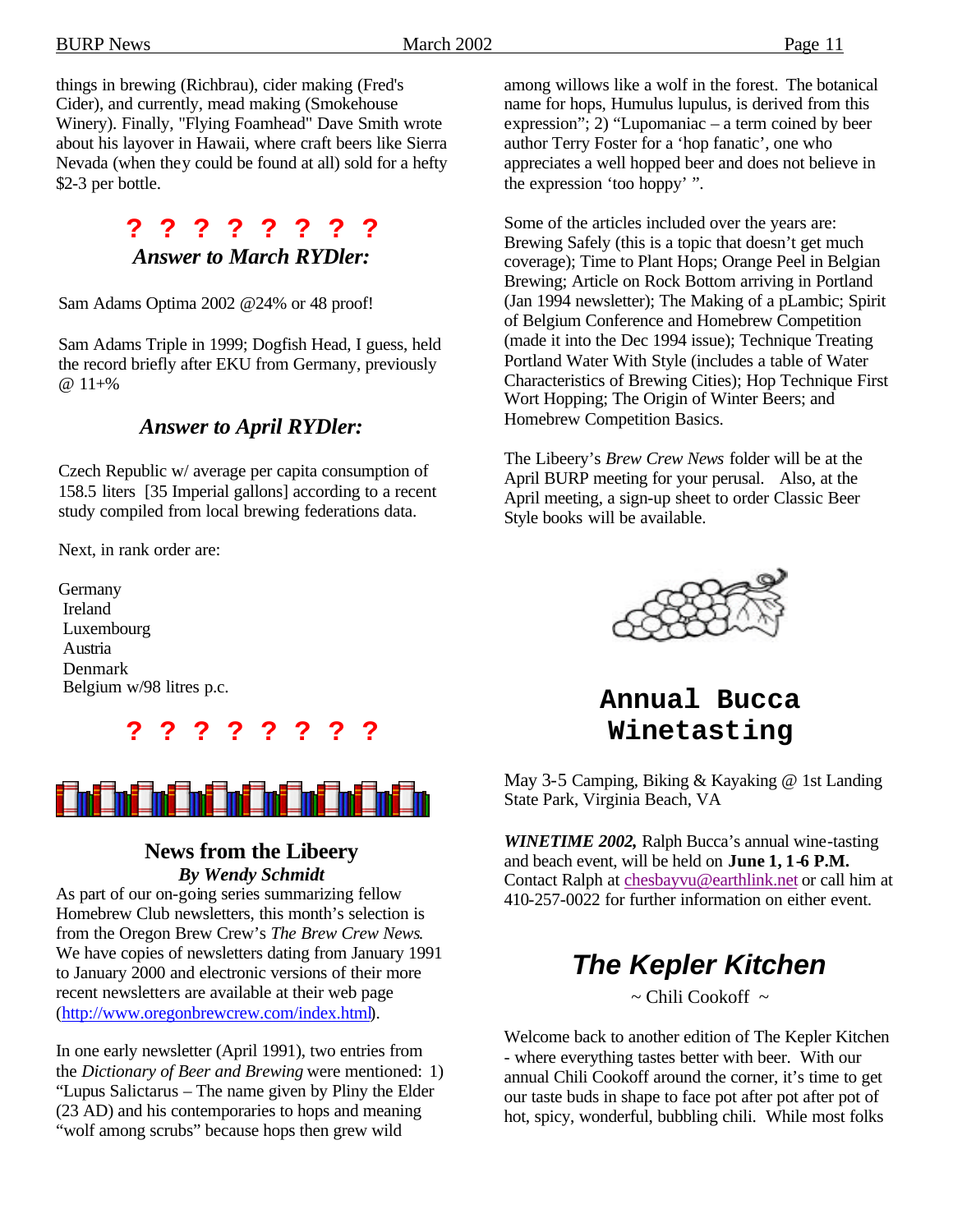things in brewing (Richbrau), cider making (Fred's Cider), and currently, mead making (Smokehouse Winery). Finally, "Flying Foamhead" Dave Smith wrote about his layover in Hawaii, where craft beers like Sierra Nevada (when they could be found at all) sold for a hefty $2-3 per bottle.

**? ? ? ? ? ? ? ?**

### *Answer to March RYDler:*

Sam Adams Optima 2002 @24% or 48 proof!

Sam Adams Triple in 1999; Dogfish Head, I guess, held the record briefly after EKU from Germany, previously @ 11+%

### *Answer to April RYDler:*

Czech Republic w/ average per capita consumption of 158.5 liters [35 Imperial gallons] according to a recent study compiled from local brewing federations data.

Next, in rank order are:

Germany
Ireland
Luxembourg
Austria
Denmark
Belgium w/98 litres p.c.

**? ? ? ? ? ? ? ?**

## News from the Libeery

***By Wendy Schmidt***

As part of our on-going series summarizing fellow Homebrew Club newsletters, this month's selection is from the Oregon Brew Crew's *The Brew Crew News*. We have copies of newsletters dating from January 1991 to January 2000 and electronic versions of their more recent newsletters are available at their web page (http://www.oregonbrewcrew.com/index.html).

In one early newsletter (April 1991), two entries from the *Dictionary of Beer and Brewing* were mentioned: 1) "Lupus Salictarus – The name given by Pliny the Elder (23 AD) and his contemporaries to hops and meaning "wolf among scrubs" because hops then grew wild among willows like a wolf in the forest. The botanical name for hops, Humulus lupulus, is derived from this expression"; 2) "Lupomaniac – a term coined by beer author Terry Foster for a 'hop fanatic', one who appreciates a well hopped beer and does not believe in the expression 'too hoppy' ".

Some of the articles included over the years are: Brewing Safely (this is a topic that doesn't get much coverage); Time to Plant Hops; Orange Peel in Belgian Brewing; Article on Rock Bottom arriving in Portland (Jan 1994 newsletter); The Making of a pLambic; Spirit of Belgium Conference and Homebrew Competition (made it into the Dec 1994 issue); Technique Treating Portland Water With Style (includes a table of Water Characteristics of Brewing Cities); Hop Technique First Wort Hopping; The Origin of Winter Beers; and Homebrew Competition Basics.

The Libeery's *Brew Crew News* folder will be at the April BURP meeting for your perusal. Also, at the April meeting, a sign-up sheet to order Classic Beer Style books will be available.

## Annual Bucca Winetasting

May 3-5 Camping, Biking & Kayaking @ 1st Landing State Park, Virginia Beach, VA

***WINETIME 2002,*** Ralph Bucca's annual wine-tasting and beach event, will be held on **June 1, 1-6 P.M.** Contact Ralph at chesbayvu@earthlink.net or call him at 410-257-0022 for further information on either event.

## *The Kepler Kitchen*

~ Chili Cookoff ~

Welcome back to another edition of The Kepler Kitchen - where everything tastes better with beer. With our annual Chili Cookoff around the corner, it's time to get our taste buds in shape to face pot after pot after pot of hot, spicy, wonderful, bubbling chili. While most folks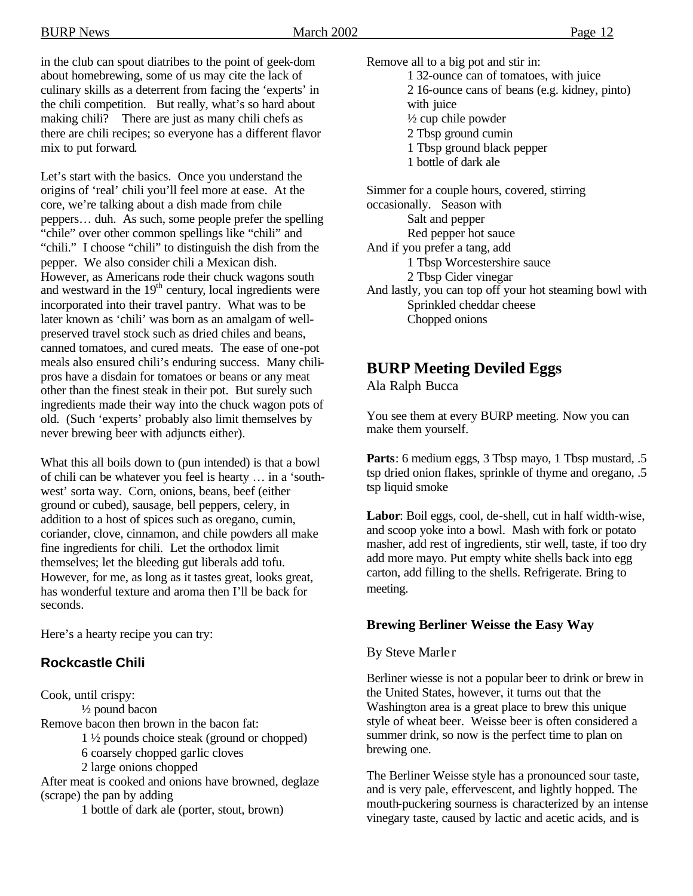in the club can spout diatribes to the point of geek-dom about homebrewing, some of us may cite the lack of culinary skills as a deterrent from facing the 'experts' in the chili competition. But really, what's so hard about making chili? There are just as many chili chefs as there are chili recipes; so everyone has a different flavor mix to put forward.

Let's start with the basics. Once you understand the origins of 'real' chili you'll feel more at ease. At the core, we're talking about a dish made from chile peppers… duh. As such, some people prefer the spelling "chile" over other common spellings like "chili" and "chili." I choose "chili" to distinguish the dish from the pepper. We also consider chili a Mexican dish. However, as Americans rode their chuck wagons south and westward in the 19th century, local ingredients were incorporated into their travel pantry. What was to be later known as 'chili' was born as an amalgam of well-preserved travel stock such as dried chiles and beans, canned tomatoes, and cured meats. The ease of one-pot meals also ensured chili's enduring success. Many chili-pros have a disdain for tomatoes or beans or any meat other than the finest steak in their pot. But surely such ingredients made their way into the chuck wagon pots of old. (Such 'experts' probably also limit themselves by never brewing beer with adjuncts either).

What this all boils down to (pun intended) is that a bowl of chili can be whatever you feel is hearty … in a 'south-west' sorta way. Corn, onions, beans, beef (either ground or cubed), sausage, bell peppers, celery, in addition to a host of spices such as oregano, cumin, coriander, clove, cinnamon, and chile powders all make fine ingredients for chili. Let the orthodox limit themselves; let the bleeding gut liberals add tofu. However, for me, as long as it tastes great, looks great, has wonderful texture and aroma then I'll be back for seconds.

Here's a hearty recipe you can try:

### Rockcastle Chili

Cook, until crispy:

- ½ pound bacon

Remove bacon then brown in the bacon fat:

- 1 ½ pounds choice steak (ground or chopped)
- 6 coarsely chopped garlic cloves
- 2 large onions chopped

After meat is cooked and onions have browned, deglaze (scrape) the pan by adding

- 1 bottle of dark ale (porter, stout, brown)

Remove all to a big pot and stir in:

- 1 32-ounce can of tomatoes, with juice
- 2 16-ounce cans of beans (e.g. kidney, pinto) with juice
- ½ cup chile powder
- 2 Tbsp ground cumin
- 1 Tbsp ground black pepper
- 1 bottle of dark ale

Simmer for a couple hours, covered, stirring occasionally. Season with

- Salt and pepper
- Red pepper hot sauce

And if you prefer a tang, add

- 1 Tbsp Worcestershire sauce
- 2 Tbsp Cider vinegar

And lastly, you can top off your hot steaming bowl with

- Sprinkled cheddar cheese
- Chopped onions

## BURP Meeting Deviled Eggs

Ala Ralph Bucca

You see them at every BURP meeting. Now you can make them yourself.

**Parts**: 6 medium eggs, 3 Tbsp mayo, 1 Tbsp mustard, .5 tsp dried onion flakes, sprinkle of thyme and oregano, .5 tsp liquid smoke

**Labor**: Boil eggs, cool, de-shell, cut in half width-wise, and scoop yoke into a bowl. Mash with fork or potato masher, add rest of ingredients, stir well, taste, if too dry add more mayo. Put empty white shells back into egg carton, add filling to the shells. Refrigerate. Bring to meeting.

### Brewing Berliner Weisse the Easy Way

By Steve Marler

Berliner wiesse is not a popular beer to drink or brew in the United States, however, it turns out that the Washington area is a great place to brew this unique style of wheat beer. Weisse beer is often considered a summer drink, so now is the perfect time to plan on brewing one.

The Berliner Weisse style has a pronounced sour taste, and is very pale, effervescent, and lightly hopped. The mouth-puckering sourness is characterized by an intense vinegary taste, caused by lactic and acetic acids, and is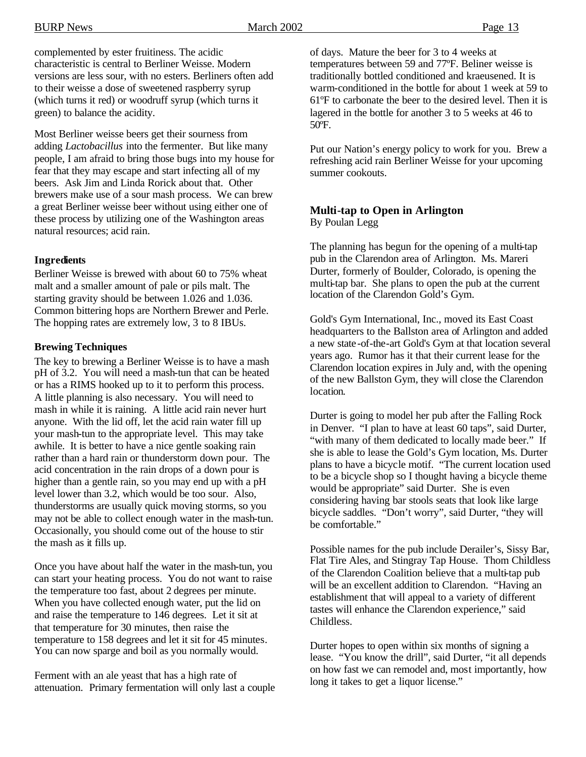complemented by ester fruitiness. The acidic characteristic is central to Berliner Weisse. Modern versions are less sour, with no esters. Berliners often add to their weisse a dose of sweetened raspberry syrup (which turns it red) or woodruff syrup (which turns it green) to balance the acidity.

Most Berliner weisse beers get their sourness from adding *Lactobacillus* into the fermenter. But like many people, I am afraid to bring those bugs into my house for fear that they may escape and start infecting all of my beers. Ask Jim and Linda Rorick about that. Other brewers make use of a sour mash process. We can brew a great Berliner weisse beer without using either one of these process by utilizing one of the Washington areas natural resources; acid rain.

**Ingredients**

Berliner Weisse is brewed with about 60 to 75% wheat malt and a smaller amount of pale or pils malt. The starting gravity should be between 1.026 and 1.036. Common bittering hops are Northern Brewer and Perle. The hopping rates are extremely low, 3 to 8 IBUs.

**Brewing Techniques**

The key to brewing a Berliner Weisse is to have a mash pH of 3.2. You will need a mash-tun that can be heated or has a RIMS hooked up to it to perform this process. A little planning is also necessary. You will need to mash in while it is raining. A little acid rain never hurt anyone. With the lid off, let the acid rain water fill up your mash-tun to the appropriate level. This may take awhile. It is better to have a nice gentle soaking rain rather than a hard rain or thunderstorm down pour. The acid concentration in the rain drops of a down pour is higher than a gentle rain, so you may end up with a pH level lower than 3.2, which would be too sour. Also, thunderstorms are usually quick moving storms, so you may not be able to collect enough water in the mash-tun. Occasionally, you should come out of the house to stir the mash as it fills up.

Once you have about half the water in the mash-tun, you can start your heating process. You do not want to raise the temperature too fast, about 2 degrees per minute. When you have collected enough water, put the lid on and raise the temperature to 146 degrees. Let it sit at that temperature for 30 minutes, then raise the temperature to 158 degrees and let it sit for 45 minutes. You can now sparge and boil as you normally would.

Ferment with an ale yeast that has a high rate of attenuation. Primary fermentation will only last a couple of days. Mature the beer for 3 to 4 weeks at temperatures between 59 and 77ºF. Beliner weisse is traditionally bottled conditioned and kraeusened. It is warm-conditioned in the bottle for about 1 week at 59 to 61ºF to carbonate the beer to the desired level. Then it is lagered in the bottle for another 3 to 5 weeks at 46 to 50ºF.

Put our Nation's energy policy to work for you. Brew a refreshing acid rain Berliner Weisse for your upcoming summer cookouts.

## Multi-tap to Open in Arlington

By Poulan Legg

The planning has begun for the opening of a multi-tap pub in the Clarendon area of Arlington. Ms. Mareri Durter, formerly of Boulder, Colorado, is opening the multi-tap bar. She plans to open the pub at the current location of the Clarendon Gold's Gym.

Gold's Gym International, Inc., moved its East Coast headquarters to the Ballston area of Arlington and added a new state-of-the-art Gold's Gym at that location several years ago. Rumor has it that their current lease for the Clarendon location expires in July and, with the opening of the new Ballston Gym, they will close the Clarendon location.

Durter is going to model her pub after the Falling Rock in Denver. "I plan to have at least 60 taps", said Durter, "with many of them dedicated to locally made beer." If she is able to lease the Gold's Gym location, Ms. Durter plans to have a bicycle motif. "The current location used to be a bicycle shop so I thought having a bicycle theme would be appropriate" said Durter. She is even considering having bar stools seats that look like large bicycle saddles. "Don't worry", said Durter, "they will be comfortable."

Possible names for the pub include Derailer's, Sissy Bar, Flat Tire Ales, and Stingray Tap House. Thom Childless of the Clarendon Coalition believe that a multi-tap pub will be an excellent addition to Clarendon. "Having an establishment that will appeal to a variety of different tastes will enhance the Clarendon experience," said Childless.

Durter hopes to open within six months of signing a lease. "You know the drill", said Durter, "it all depends on how fast we can remodel and, most importantly, how long it takes to get a liquor license."